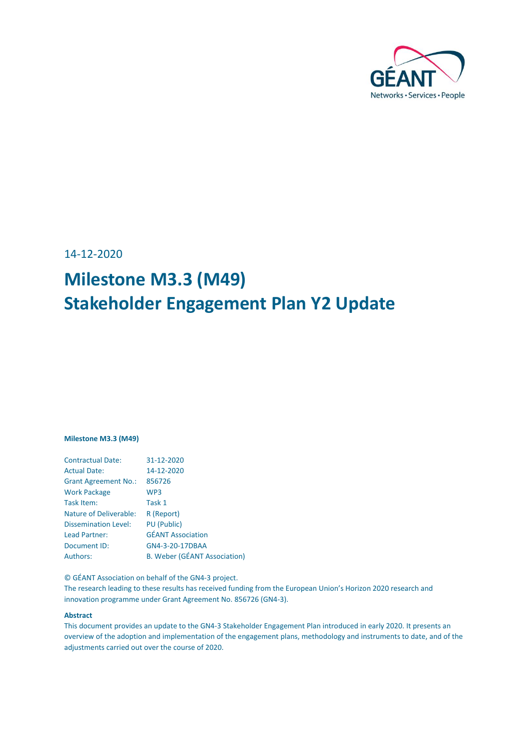14-12-2020

# Milestone M3.3 (M49)
# Stakeholder Engagement Plan Y2 Update

**Milestone M3.3 (M49)**

| | |
|---|---|
| Contractual Date: | 31-12-2020 |
| Actual Date: | 14-12-2020 |
| Grant Agreement No.: | 856726 |
| Work Package | WP3 |
| Task Item: | Task 1 |
| Nature of Deliverable: | R (Report) |
| Dissemination Level: | PU (Public) |
| Lead Partner: | GÉANT Association |
| Document ID: | GN4-3-20-17DBAA |
| Authors: | B. Weber (GÉANT Association) |

© GÉANT Association on behalf of the GN4-3 project.
The research leading to these results has received funding from the European Union's Horizon 2020 research and innovation programme under Grant Agreement No. 856726 (GN4-3).

**Abstract**

This document provides an update to the GN4-3 Stakeholder Engagement Plan introduced in early 2020. It presents an overview of the adoption and implementation of the engagement plans, methodology and instruments to date, and of the adjustments carried out over the course of 2020.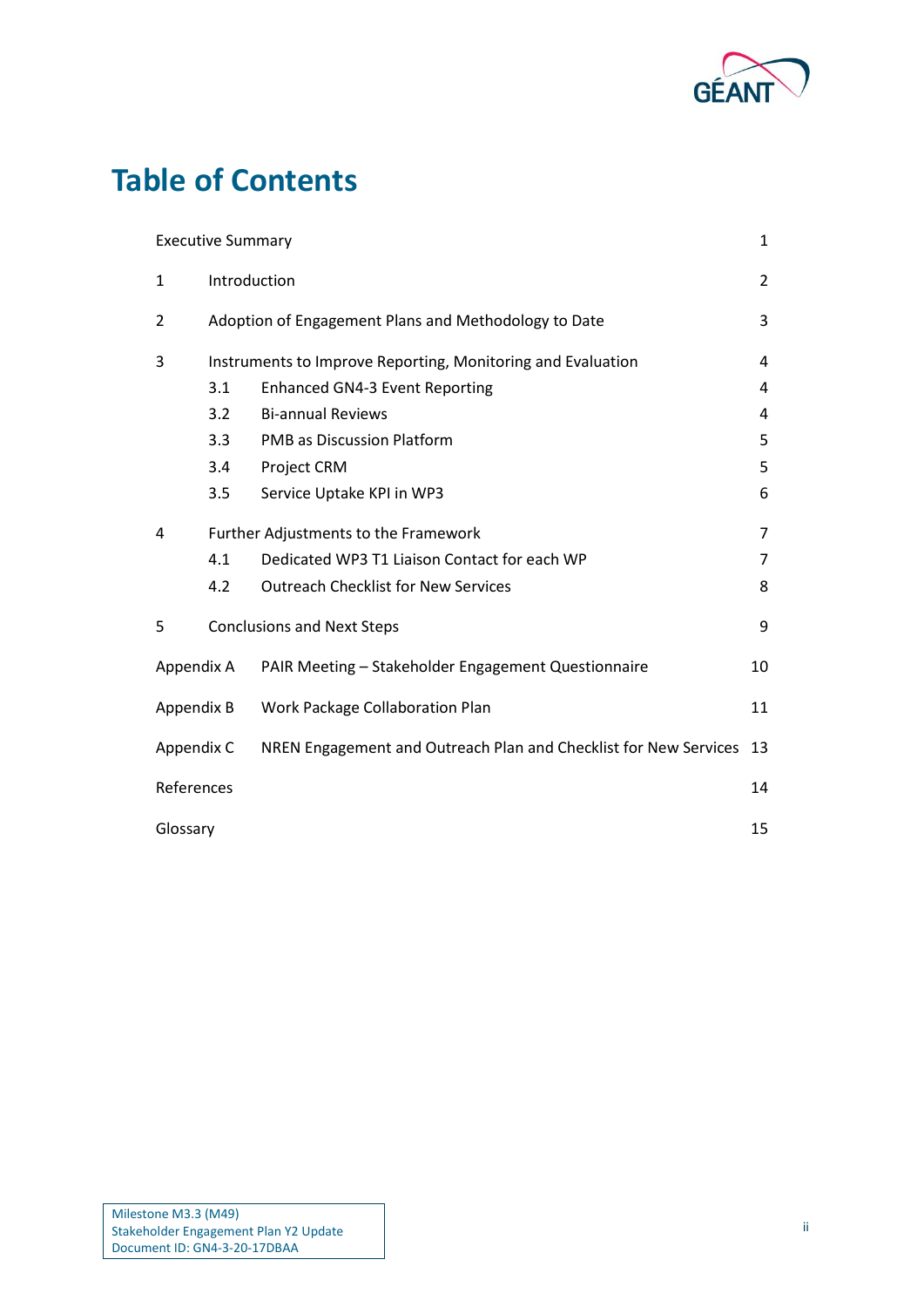# Table of Contents

| | | |
|---|---|---|
| Executive Summary | | 1 |
| 1 | Introduction | 2 |
| 2 | Adoption of Engagement Plans and Methodology to Date | 3 |
| 3 | Instruments to Improve Reporting, Monitoring and Evaluation | 4 |
| 3.1 | Enhanced GN4-3 Event Reporting | 4 |
| 3.2 | Bi-annual Reviews | 4 |
| 3.3 | PMB as Discussion Platform | 5 |
| 3.4 | Project CRM | 5 |
| 3.5 | Service Uptake KPI in WP3 | 6 |
| 4 | Further Adjustments to the Framework | 7 |
| 4.1 | Dedicated WP3 T1 Liaison Contact for each WP | 7 |
| 4.2 | Outreach Checklist for New Services | 8 |
| 5 | Conclusions and Next Steps | 9 |
| Appendix A | PAIR Meeting – Stakeholder Engagement Questionnaire | 10 |
| Appendix B | Work Package Collaboration Plan | 11 |
| Appendix C | NREN Engagement and Outreach Plan and Checklist for New Services | 13 |
| References | | 14 |
| Glossary | | 15 |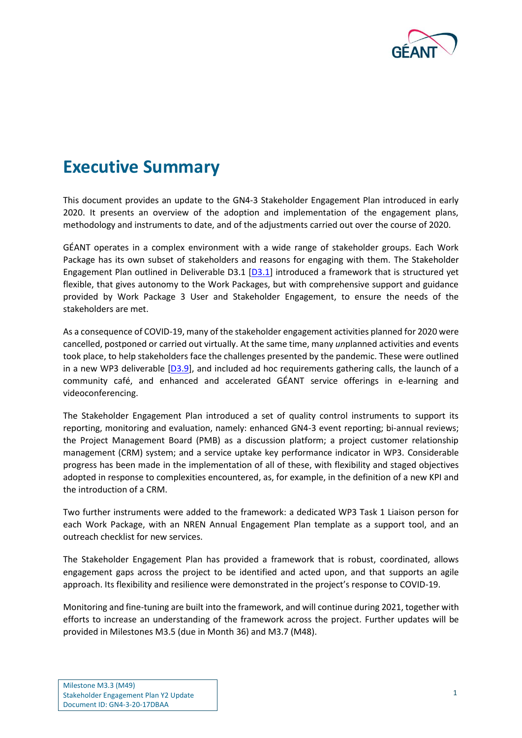# Executive Summary

This document provides an update to the GN4-3 Stakeholder Engagement Plan introduced in early 2020. It presents an overview of the adoption and implementation of the engagement plans, methodology and instruments to date, and of the adjustments carried out over the course of 2020.

GÉANT operates in a complex environment with a wide range of stakeholder groups. Each Work Package has its own subset of stakeholders and reasons for engaging with them. The Stakeholder Engagement Plan outlined in Deliverable D3.1 [D3.1] introduced a framework that is structured yet flexible, that gives autonomy to the Work Packages, but with comprehensive support and guidance provided by Work Package 3 User and Stakeholder Engagement, to ensure the needs of the stakeholders are met.

As a consequence of COVID-19, many of the stakeholder engagement activities planned for 2020 were cancelled, postponed or carried out virtually. At the same time, many *un*planned activities and events took place, to help stakeholders face the challenges presented by the pandemic. These were outlined in a new WP3 deliverable [D3.9], and included ad hoc requirements gathering calls, the launch of a community café, and enhanced and accelerated GÉANT service offerings in e-learning and videoconferencing.

The Stakeholder Engagement Plan introduced a set of quality control instruments to support its reporting, monitoring and evaluation, namely: enhanced GN4-3 event reporting; bi-annual reviews; the Project Management Board (PMB) as a discussion platform; a project customer relationship management (CRM) system; and a service uptake key performance indicator in WP3. Considerable progress has been made in the implementation of all of these, with flexibility and staged objectives adopted in response to complexities encountered, as, for example, in the definition of a new KPI and the introduction of a CRM.

Two further instruments were added to the framework: a dedicated WP3 Task 1 Liaison person for each Work Package, with an NREN Annual Engagement Plan template as a support tool, and an outreach checklist for new services.

The Stakeholder Engagement Plan has provided a framework that is robust, coordinated, allows engagement gaps across the project to be identified and acted upon, and that supports an agile approach. Its flexibility and resilience were demonstrated in the project's response to COVID-19.

Monitoring and fine-tuning are built into the framework, and will continue during 2021, together with efforts to increase an understanding of the framework across the project. Further updates will be provided in Milestones M3.5 (due in Month 36) and M3.7 (M48).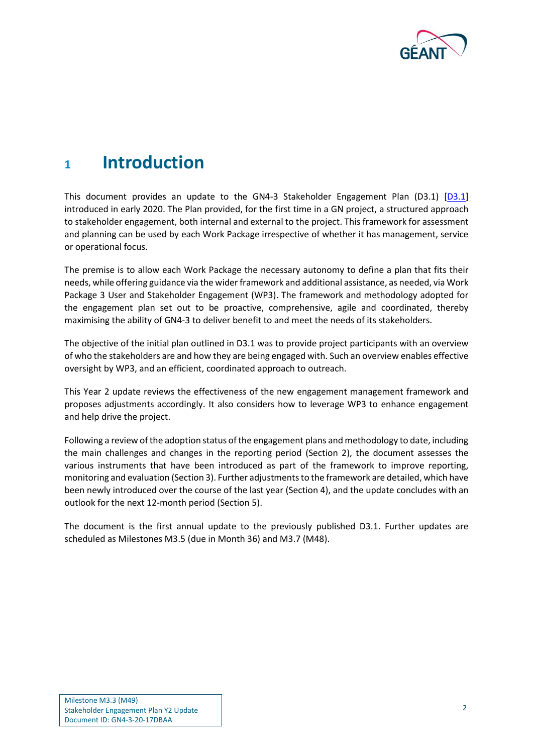# 1 Introduction

This document provides an update to the GN4-3 Stakeholder Engagement Plan (D3.1) [D3.1] introduced in early 2020. The Plan provided, for the first time in a GN project, a structured approach to stakeholder engagement, both internal and external to the project. This framework for assessment and planning can be used by each Work Package irrespective of whether it has management, service or operational focus.

The premise is to allow each Work Package the necessary autonomy to define a plan that fits their needs, while offering guidance via the wider framework and additional assistance, as needed, via Work Package 3 User and Stakeholder Engagement (WP3). The framework and methodology adopted for the engagement plan set out to be proactive, comprehensive, agile and coordinated, thereby maximising the ability of GN4-3 to deliver benefit to and meet the needs of its stakeholders.

The objective of the initial plan outlined in D3.1 was to provide project participants with an overview of who the stakeholders are and how they are being engaged with. Such an overview enables effective oversight by WP3, and an efficient, coordinated approach to outreach.

This Year 2 update reviews the effectiveness of the new engagement management framework and proposes adjustments accordingly. It also considers how to leverage WP3 to enhance engagement and help drive the project.

Following a review of the adoption status of the engagement plans and methodology to date, including the main challenges and changes in the reporting period (Section 2), the document assesses the various instruments that have been introduced as part of the framework to improve reporting, monitoring and evaluation (Section 3). Further adjustments to the framework are detailed, which have been newly introduced over the course of the last year (Section 4), and the update concludes with an outlook for the next 12-month period (Section 5).

The document is the first annual update to the previously published D3.1. Further updates are scheduled as Milestones M3.5 (due in Month 36) and M3.7 (M48).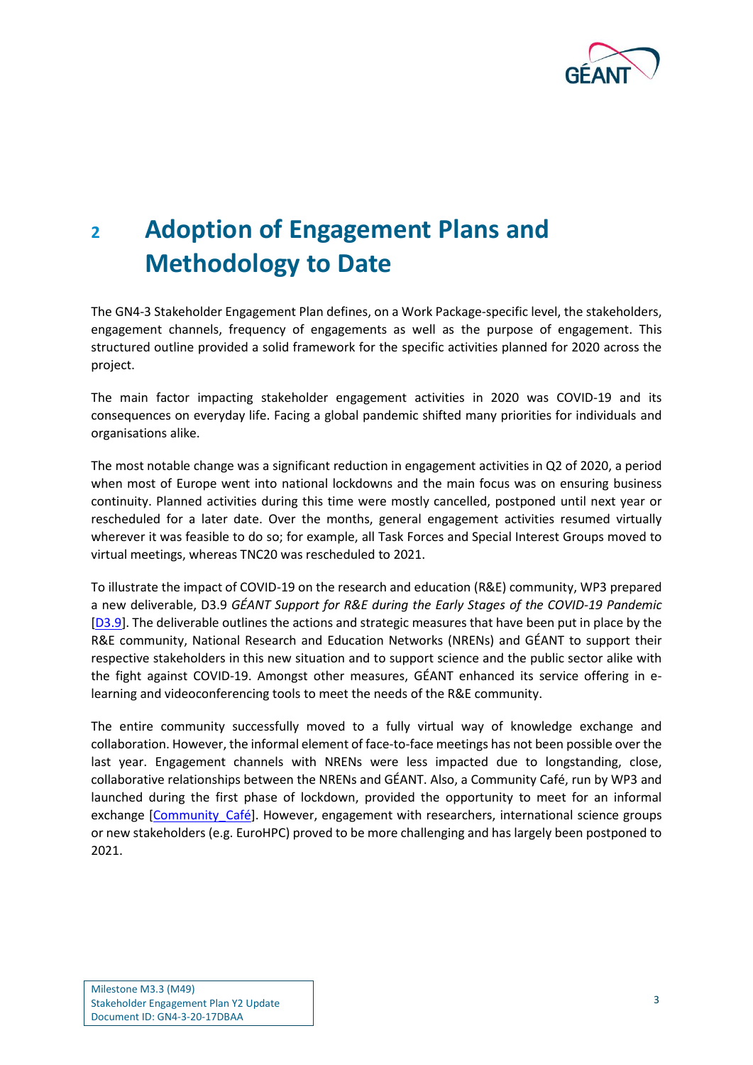# 2 Adoption of Engagement Plans and Methodology to Date

The GN4-3 Stakeholder Engagement Plan defines, on a Work Package-specific level, the stakeholders, engagement channels, frequency of engagements as well as the purpose of engagement. This structured outline provided a solid framework for the specific activities planned for 2020 across the project.

The main factor impacting stakeholder engagement activities in 2020 was COVID-19 and its consequences on everyday life. Facing a global pandemic shifted many priorities for individuals and organisations alike.

The most notable change was a significant reduction in engagement activities in Q2 of 2020, a period when most of Europe went into national lockdowns and the main focus was on ensuring business continuity. Planned activities during this time were mostly cancelled, postponed until next year or rescheduled for a later date. Over the months, general engagement activities resumed virtually wherever it was feasible to do so; for example, all Task Forces and Special Interest Groups moved to virtual meetings, whereas TNC20 was rescheduled to 2021.

To illustrate the impact of COVID-19 on the research and education (R&E) community, WP3 prepared a new deliverable, D3.9 *GÉANT Support for R&E during the Early Stages of the COVID-19 Pandemic* [D3.9]. The deliverable outlines the actions and strategic measures that have been put in place by the R&E community, National Research and Education Networks (NRENs) and GÉANT to support their respective stakeholders in this new situation and to support science and the public sector alike with the fight against COVID-19. Amongst other measures, GÉANT enhanced its service offering in e-learning and videoconferencing tools to meet the needs of the R&E community.

The entire community successfully moved to a fully virtual way of knowledge exchange and collaboration. However, the informal element of face-to-face meetings has not been possible over the last year. Engagement channels with NRENs were less impacted due to longstanding, close, collaborative relationships between the NRENs and GÉANT. Also, a Community Café, run by WP3 and launched during the first phase of lockdown, provided the opportunity to meet for an informal exchange [Community_Café]. However, engagement with researchers, international science groups or new stakeholders (e.g. EuroHPC) proved to be more challenging and has largely been postponed to 2021.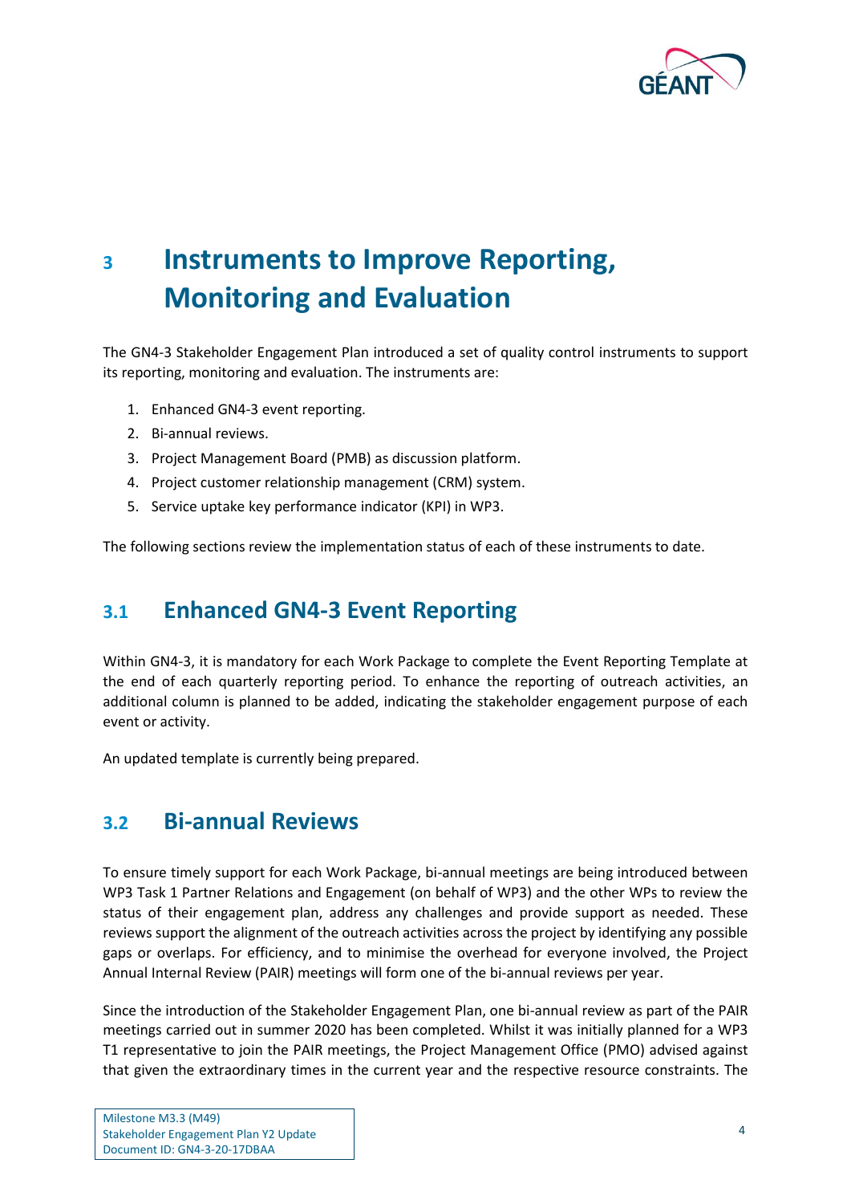# 3 Instruments to Improve Reporting, Monitoring and Evaluation

The GN4-3 Stakeholder Engagement Plan introduced a set of quality control instruments to support its reporting, monitoring and evaluation. The instruments are:

1. Enhanced GN4-3 event reporting.
2. Bi-annual reviews.
3. Project Management Board (PMB) as discussion platform.
4. Project customer relationship management (CRM) system.
5. Service uptake key performance indicator (KPI) in WP3.

The following sections review the implementation status of each of these instruments to date.

## 3.1 Enhanced GN4-3 Event Reporting

Within GN4-3, it is mandatory for each Work Package to complete the Event Reporting Template at the end of each quarterly reporting period. To enhance the reporting of outreach activities, an additional column is planned to be added, indicating the stakeholder engagement purpose of each event or activity.

An updated template is currently being prepared.

## 3.2 Bi-annual Reviews

To ensure timely support for each Work Package, bi-annual meetings are being introduced between WP3 Task 1 Partner Relations and Engagement (on behalf of WP3) and the other WPs to review the status of their engagement plan, address any challenges and provide support as needed. These reviews support the alignment of the outreach activities across the project by identifying any possible gaps or overlaps. For efficiency, and to minimise the overhead for everyone involved, the Project Annual Internal Review (PAIR) meetings will form one of the bi-annual reviews per year.

Since the introduction of the Stakeholder Engagement Plan, one bi-annual review as part of the PAIR meetings carried out in summer 2020 has been completed. Whilst it was initially planned for a WP3 T1 representative to join the PAIR meetings, the Project Management Office (PMO) advised against that given the extraordinary times in the current year and the respective resource constraints. The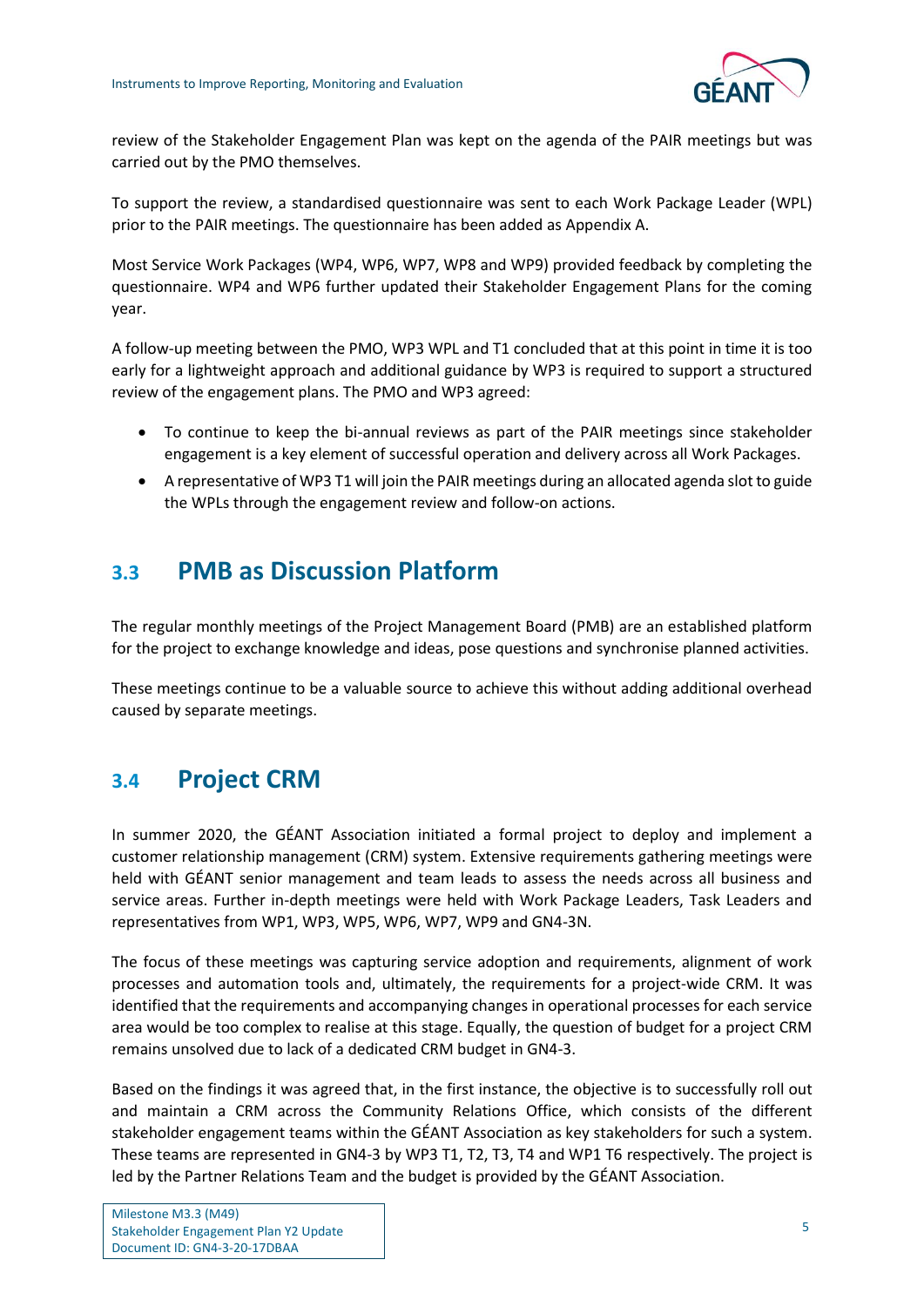review of the Stakeholder Engagement Plan was kept on the agenda of the PAIR meetings but was carried out by the PMO themselves.

To support the review, a standardised questionnaire was sent to each Work Package Leader (WPL) prior to the PAIR meetings. The questionnaire has been added as Appendix A.

Most Service Work Packages (WP4, WP6, WP7, WP8 and WP9) provided feedback by completing the questionnaire. WP4 and WP6 further updated their Stakeholder Engagement Plans for the coming year.

A follow-up meeting between the PMO, WP3 WPL and T1 concluded that at this point in time it is too early for a lightweight approach and additional guidance by WP3 is required to support a structured review of the engagement plans. The PMO and WP3 agreed:

- To continue to keep the bi-annual reviews as part of the PAIR meetings since stakeholder engagement is a key element of successful operation and delivery across all Work Packages.
- A representative of WP3 T1 will join the PAIR meetings during an allocated agenda slot to guide the WPLs through the engagement review and follow-on actions.

## 3.3 PMB as Discussion Platform

The regular monthly meetings of the Project Management Board (PMB) are an established platform for the project to exchange knowledge and ideas, pose questions and synchronise planned activities.

These meetings continue to be a valuable source to achieve this without adding additional overhead caused by separate meetings.

## 3.4 Project CRM

In summer 2020, the GÉANT Association initiated a formal project to deploy and implement a customer relationship management (CRM) system. Extensive requirements gathering meetings were held with GÉANT senior management and team leads to assess the needs across all business and service areas. Further in-depth meetings were held with Work Package Leaders, Task Leaders and representatives from WP1, WP3, WP5, WP6, WP7, WP9 and GN4-3N.

The focus of these meetings was capturing service adoption and requirements, alignment of work processes and automation tools and, ultimately, the requirements for a project-wide CRM. It was identified that the requirements and accompanying changes in operational processes for each service area would be too complex to realise at this stage. Equally, the question of budget for a project CRM remains unsolved due to lack of a dedicated CRM budget in GN4-3.

Based on the findings it was agreed that, in the first instance, the objective is to successfully roll out and maintain a CRM across the Community Relations Office, which consists of the different stakeholder engagement teams within the GÉANT Association as key stakeholders for such a system. These teams are represented in GN4-3 by WP3 T1, T2, T3, T4 and WP1 T6 respectively. The project is led by the Partner Relations Team and the budget is provided by the GÉANT Association.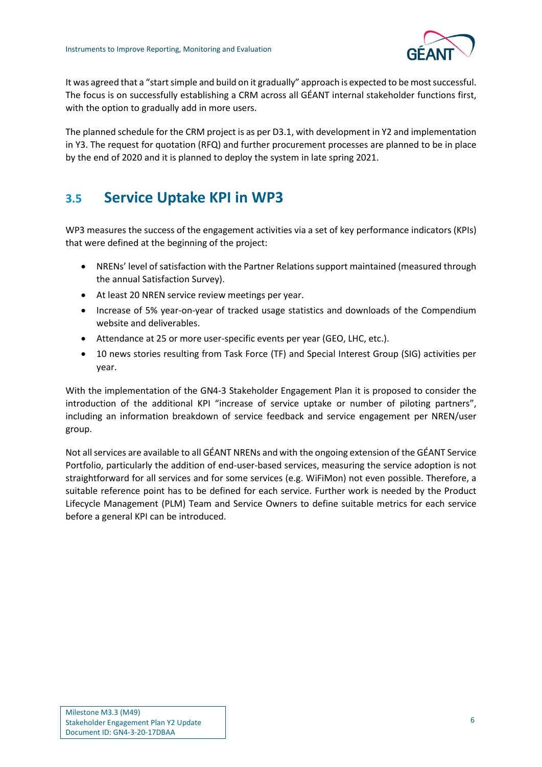It was agreed that a "start simple and build on it gradually" approach is expected to be most successful. The focus is on successfully establishing a CRM across all GÉANT internal stakeholder functions first, with the option to gradually add in more users.

The planned schedule for the CRM project is as per D3.1, with development in Y2 and implementation in Y3. The request for quotation (RFQ) and further procurement processes are planned to be in place by the end of 2020 and it is planned to deploy the system in late spring 2021.

## 3.5 Service Uptake KPI in WP3

WP3 measures the success of the engagement activities via a set of key performance indicators (KPIs) that were defined at the beginning of the project:

- NRENs' level of satisfaction with the Partner Relations support maintained (measured through the annual Satisfaction Survey).
- At least 20 NREN service review meetings per year.
- Increase of 5% year-on-year of tracked usage statistics and downloads of the Compendium website and deliverables.
- Attendance at 25 or more user-specific events per year (GEO, LHC, etc.).
- 10 news stories resulting from Task Force (TF) and Special Interest Group (SIG) activities per year.

With the implementation of the GN4-3 Stakeholder Engagement Plan it is proposed to consider the introduction of the additional KPI "increase of service uptake or number of piloting partners", including an information breakdown of service feedback and service engagement per NREN/user group.

Not all services are available to all GÉANT NRENs and with the ongoing extension of the GÉANT Service Portfolio, particularly the addition of end-user-based services, measuring the service adoption is not straightforward for all services and for some services (e.g. WiFiMon) not even possible. Therefore, a suitable reference point has to be defined for each service. Further work is needed by the Product Lifecycle Management (PLM) Team and Service Owners to define suitable metrics for each service before a general KPI can be introduced.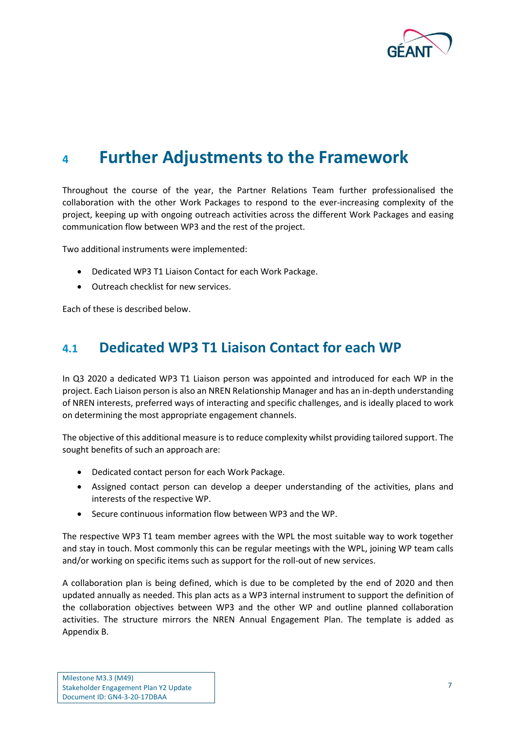# 4 Further Adjustments to the Framework

Throughout the course of the year, the Partner Relations Team further professionalised the collaboration with the other Work Packages to respond to the ever-increasing complexity of the project, keeping up with ongoing outreach activities across the different Work Packages and easing communication flow between WP3 and the rest of the project.

Two additional instruments were implemented:

- Dedicated WP3 T1 Liaison Contact for each Work Package.
- Outreach checklist for new services.

Each of these is described below.

## 4.1 Dedicated WP3 T1 Liaison Contact for each WP

In Q3 2020 a dedicated WP3 T1 Liaison person was appointed and introduced for each WP in the project. Each Liaison person is also an NREN Relationship Manager and has an in-depth understanding of NREN interests, preferred ways of interacting and specific challenges, and is ideally placed to work on determining the most appropriate engagement channels.

The objective of this additional measure is to reduce complexity whilst providing tailored support. The sought benefits of such an approach are:

- Dedicated contact person for each Work Package.
- Assigned contact person can develop a deeper understanding of the activities, plans and interests of the respective WP.
- Secure continuous information flow between WP3 and the WP.

The respective WP3 T1 team member agrees with the WPL the most suitable way to work together and stay in touch. Most commonly this can be regular meetings with the WPL, joining WP team calls and/or working on specific items such as support for the roll-out of new services.

A collaboration plan is being defined, which is due to be completed by the end of 2020 and then updated annually as needed. This plan acts as a WP3 internal instrument to support the definition of the collaboration objectives between WP3 and the other WP and outline planned collaboration activities. The structure mirrors the NREN Annual Engagement Plan. The template is added as Appendix B.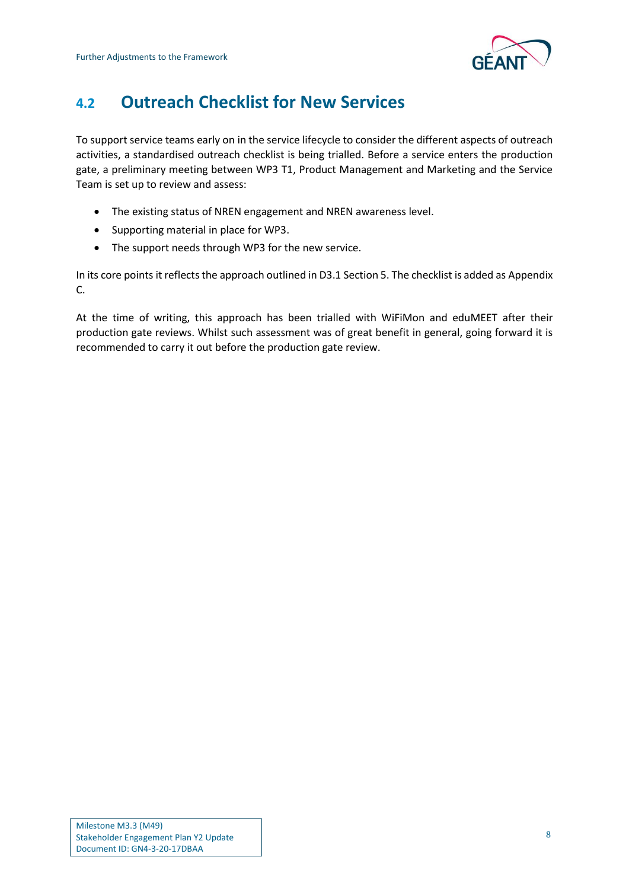## 4.2 Outreach Checklist for New Services

To support service teams early on in the service lifecycle to consider the different aspects of outreach activities, a standardised outreach checklist is being trialled. Before a service enters the production gate, a preliminary meeting between WP3 T1, Product Management and Marketing and the Service Team is set up to review and assess:

- The existing status of NREN engagement and NREN awareness level.
- Supporting material in place for WP3.
- The support needs through WP3 for the new service.

In its core points it reflects the approach outlined in D3.1 Section 5. The checklist is added as Appendix C.

At the time of writing, this approach has been trialled with WiFiMon and eduMEET after their production gate reviews. Whilst such assessment was of great benefit in general, going forward it is recommended to carry it out before the production gate review.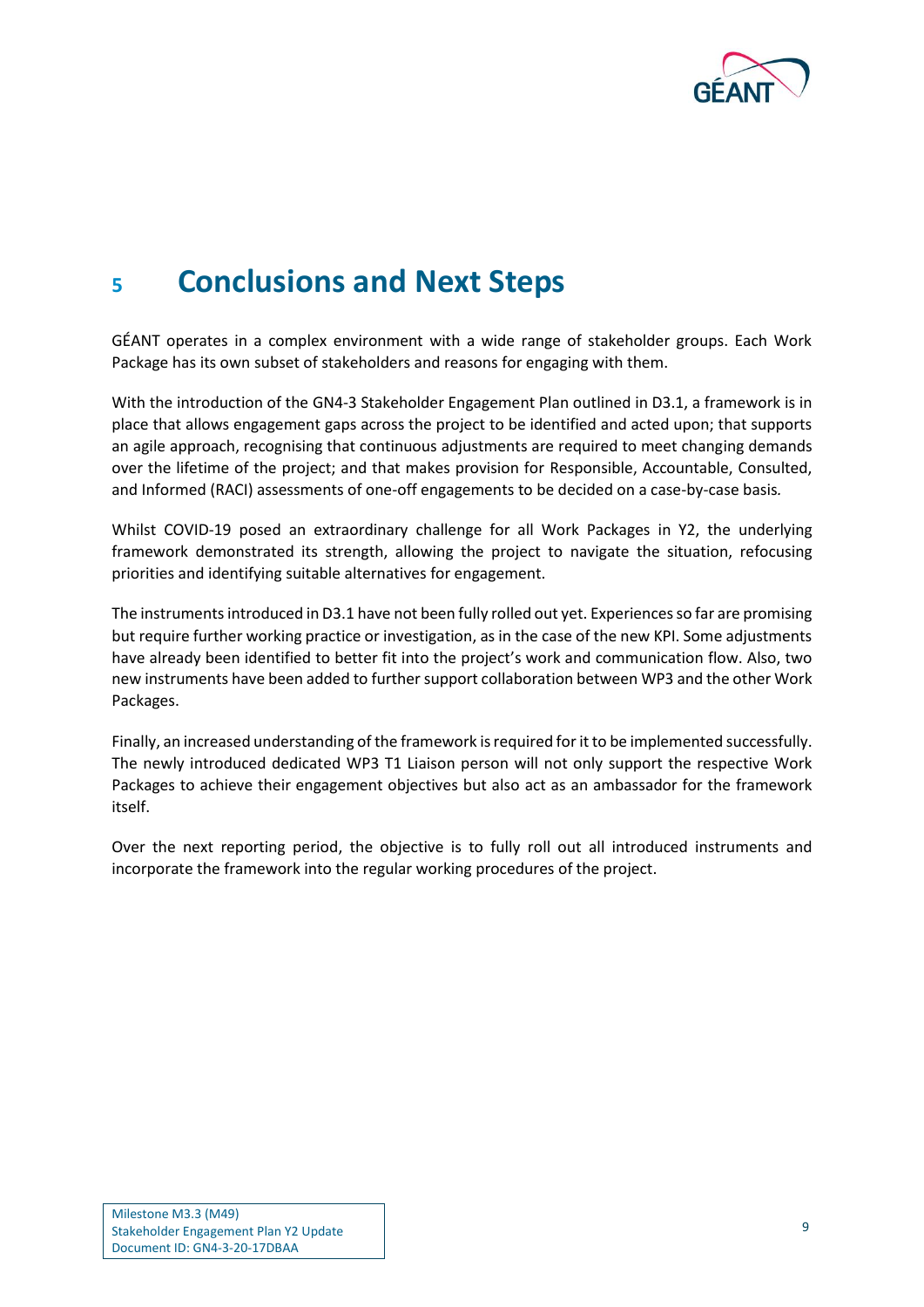# 5 Conclusions and Next Steps

GÉANT operates in a complex environment with a wide range of stakeholder groups. Each Work Package has its own subset of stakeholders and reasons for engaging with them.

With the introduction of the GN4-3 Stakeholder Engagement Plan outlined in D3.1, a framework is in place that allows engagement gaps across the project to be identified and acted upon; that supports an agile approach, recognising that continuous adjustments are required to meet changing demands over the lifetime of the project; and that makes provision for Responsible, Accountable, Consulted, and Informed (RACI) assessments of one-off engagements to be decided on a case-by-case basis.

Whilst COVID-19 posed an extraordinary challenge for all Work Packages in Y2, the underlying framework demonstrated its strength, allowing the project to navigate the situation, refocusing priorities and identifying suitable alternatives for engagement.

The instruments introduced in D3.1 have not been fully rolled out yet. Experiences so far are promising but require further working practice or investigation, as in the case of the new KPI. Some adjustments have already been identified to better fit into the project's work and communication flow. Also, two new instruments have been added to further support collaboration between WP3 and the other Work Packages.

Finally, an increased understanding of the framework is required for it to be implemented successfully. The newly introduced dedicated WP3 T1 Liaison person will not only support the respective Work Packages to achieve their engagement objectives but also act as an ambassador for the framework itself.

Over the next reporting period, the objective is to fully roll out all introduced instruments and incorporate the framework into the regular working procedures of the project.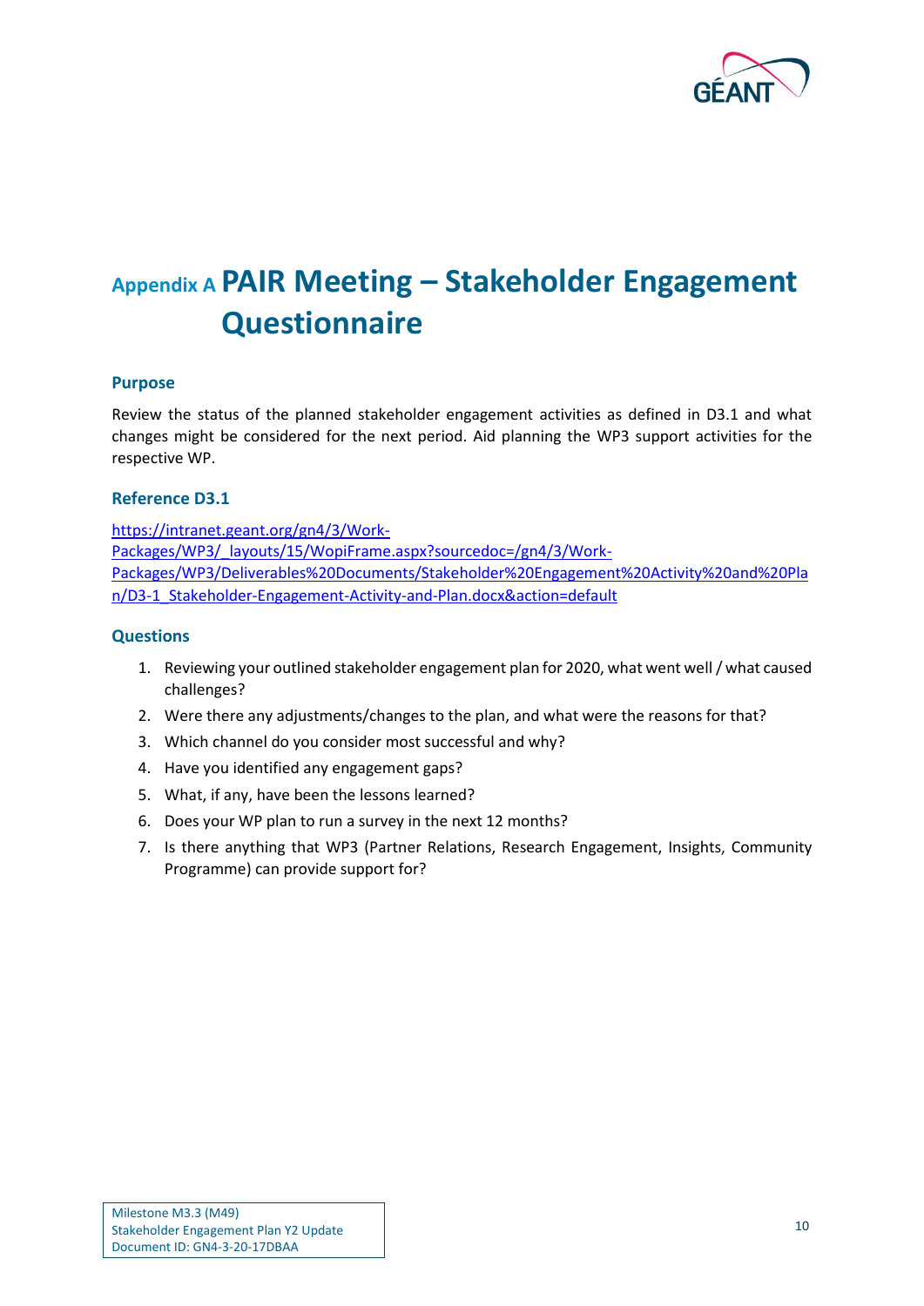# Appendix A PAIR Meeting – Stakeholder Engagement Questionnaire

### Purpose

Review the status of the planned stakeholder engagement activities as defined in D3.1 and what changes might be considered for the next period. Aid planning the WP3 support activities for the respective WP.

### Reference D3.1

https://intranet.geant.org/gn4/3/Work-Packages/WP3/_layouts/15/WopiFrame.aspx?sourcedoc=/gn4/3/Work-Packages/WP3/Deliverables%20Documents/Stakeholder%20Engagement%20Activity%20and%20Plan/D3-1_Stakeholder-Engagement-Activity-and-Plan.docx&action=default

### Questions

1. Reviewing your outlined stakeholder engagement plan for 2020, what went well / what caused challenges?
2. Were there any adjustments/changes to the plan, and what were the reasons for that?
3. Which channel do you consider most successful and why?
4. Have you identified any engagement gaps?
5. What, if any, have been the lessons learned?
6. Does your WP plan to run a survey in the next 12 months?
7. Is there anything that WP3 (Partner Relations, Research Engagement, Insights, Community Programme) can provide support for?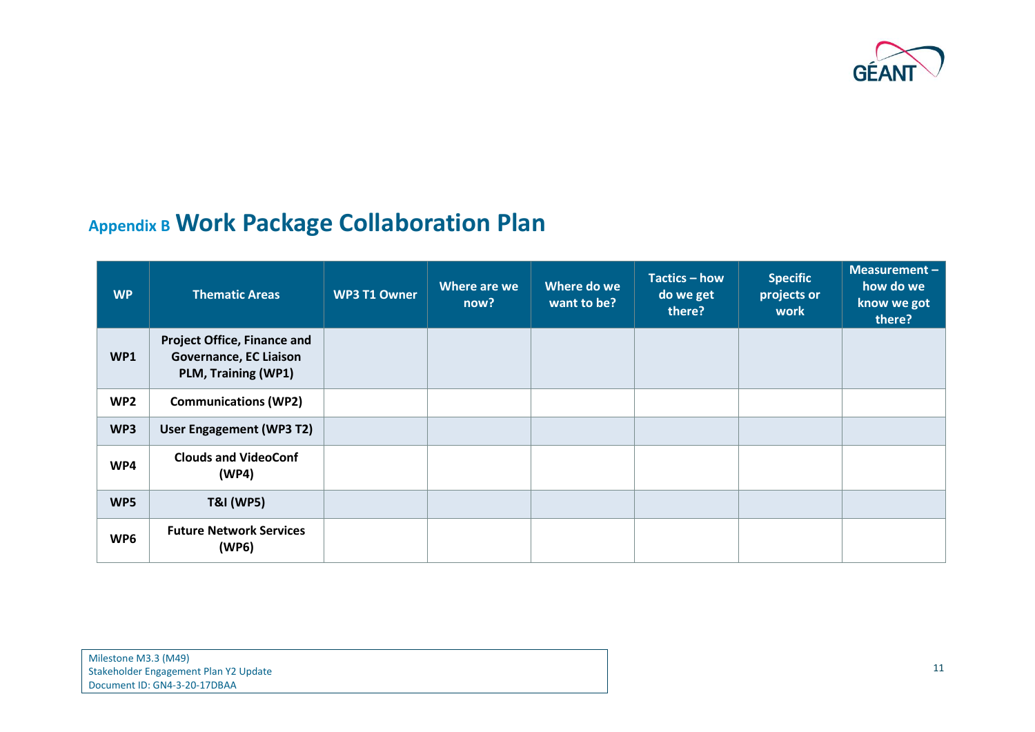# Appendix B Work Package Collaboration Plan

| WP | Thematic Areas | WP3 T1 Owner | Where are we now? | Where do we want to be? | Tactics – how do we get there? | Specific projects or work | Measurement – how do we know we got there? |
|---|---|---|---|---|---|---|---|
| WP1 | Project Office, Finance and Governance, EC Liaison PLM, Training (WP1) | | | | | | |
| WP2 | Communications (WP2) | | | | | | |
| WP3 | User Engagement (WP3 T2) | | | | | | |
| WP4 | Clouds and VideoConf (WP4) | | | | | | |
| WP5 | T&I (WP5) | | | | | | |
| WP6 | Future Network Services (WP6) | | | | | | |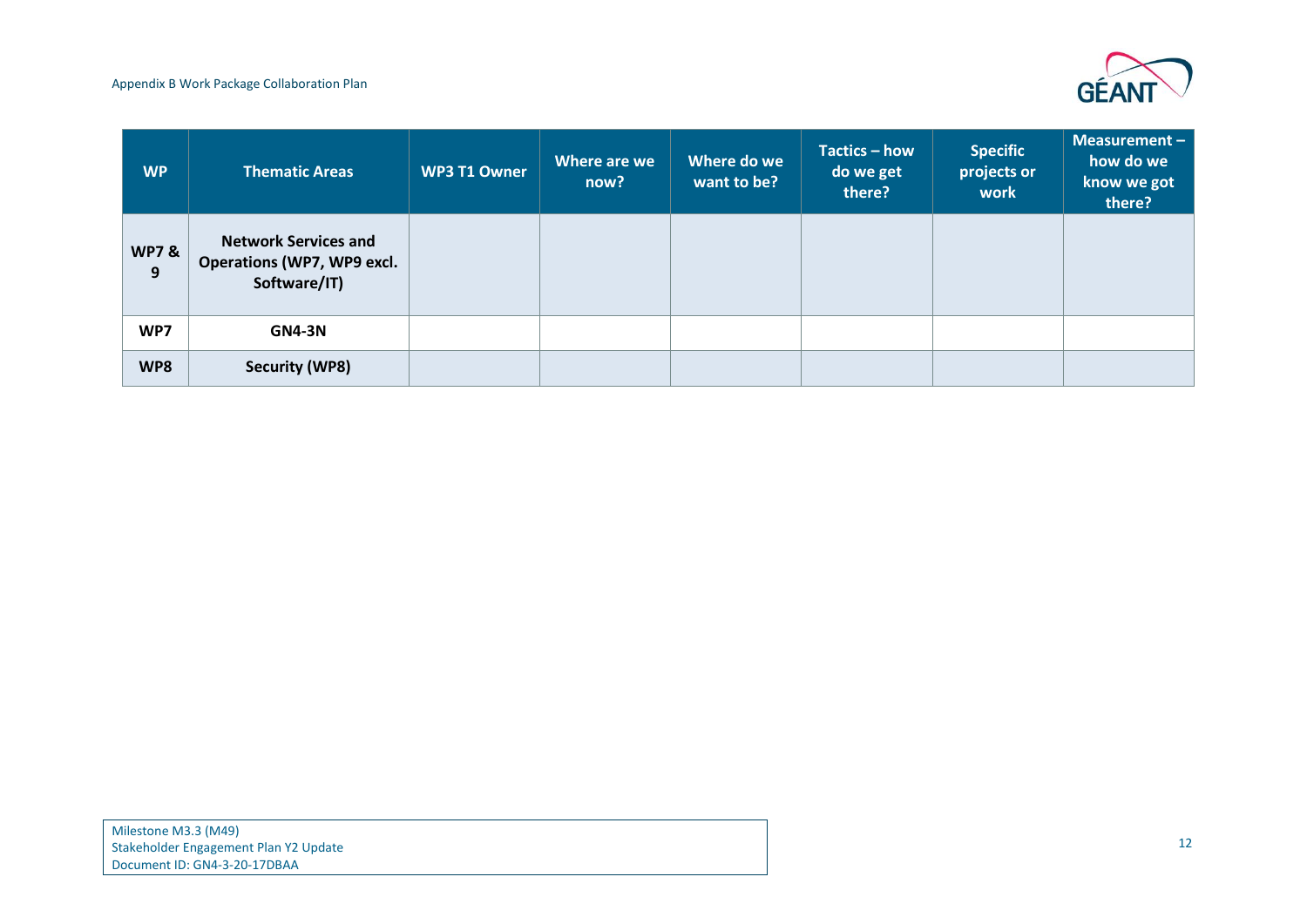| WP | Thematic Areas | WP3 T1 Owner | Where are we now? | Where do we want to be? | Tactics – how do we get there? | Specific projects or work | Measurement – how do we know we got there? |
|---|---|---|---|---|---|---|---|
| WP7 & 9 | Network Services and Operations (WP7, WP9 excl. Software/IT) | | | | | | |
| WP7 | GN4-3N | | | | | | |
| WP8 | Security (WP8) | | | | | | |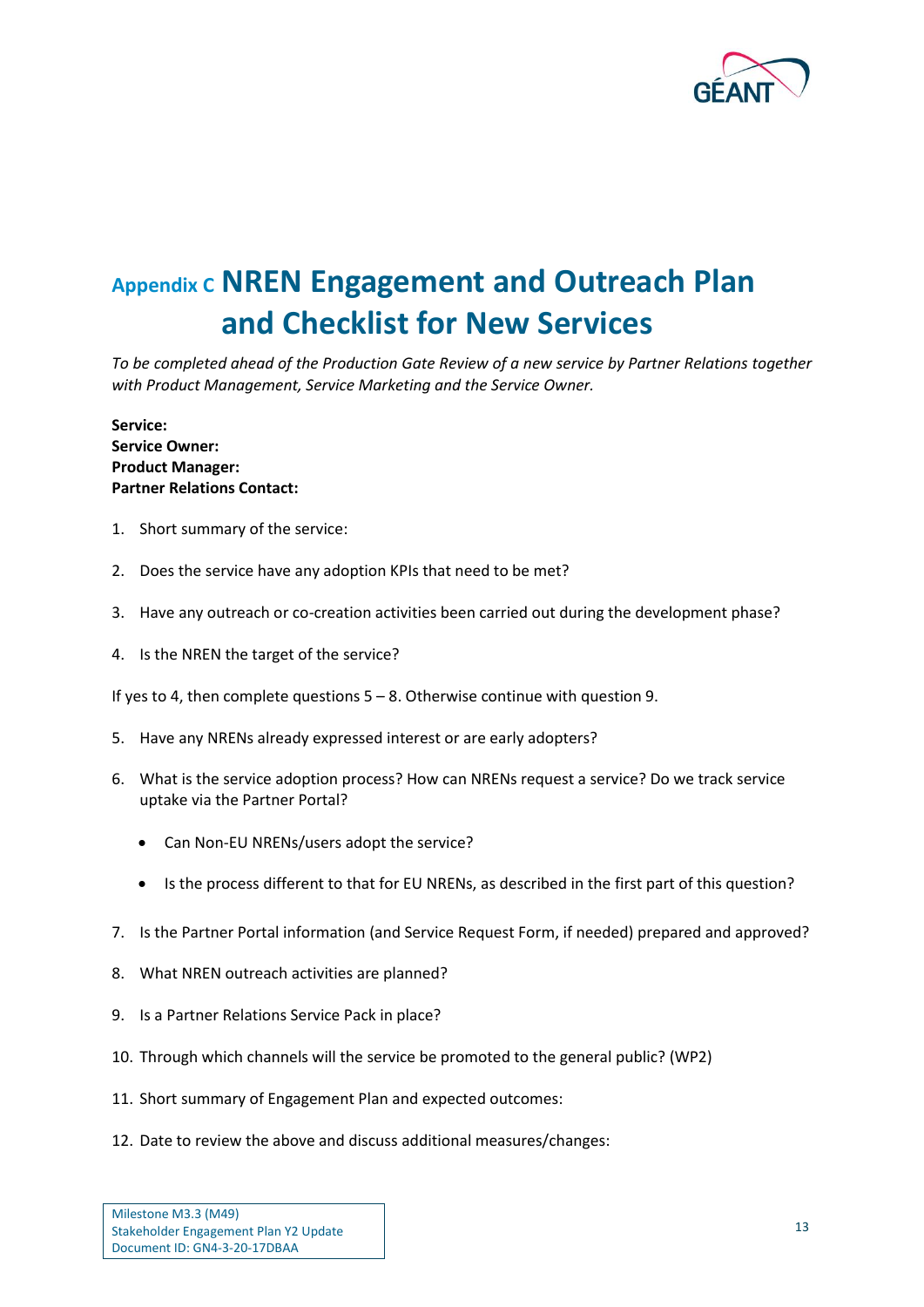# Appendix C NREN Engagement and Outreach Plan and Checklist for New Services

*To be completed ahead of the Production Gate Review of a new service by Partner Relations together with Product Management, Service Marketing and the Service Owner.*

**Service:**
**Service Owner:**
**Product Manager:**
**Partner Relations Contact:**

1. Short summary of the service:
2. Does the service have any adoption KPIs that need to be met?
3. Have any outreach or co-creation activities been carried out during the development phase?
4. Is the NREN the target of the service?

If yes to 4, then complete questions 5 – 8. Otherwise continue with question 9.

5. Have any NRENs already expressed interest or are early adopters?
6. What is the service adoption process? How can NRENs request a service? Do we track service uptake via the Partner Portal?
   - Can Non-EU NRENs/users adopt the service?
   - Is the process different to that for EU NRENs, as described in the first part of this question?
7. Is the Partner Portal information (and Service Request Form, if needed) prepared and approved?
8. What NREN outreach activities are planned?
9. Is a Partner Relations Service Pack in place?
10. Through which channels will the service be promoted to the general public? (WP2)
11. Short summary of Engagement Plan and expected outcomes:
12. Date to review the above and discuss additional measures/changes: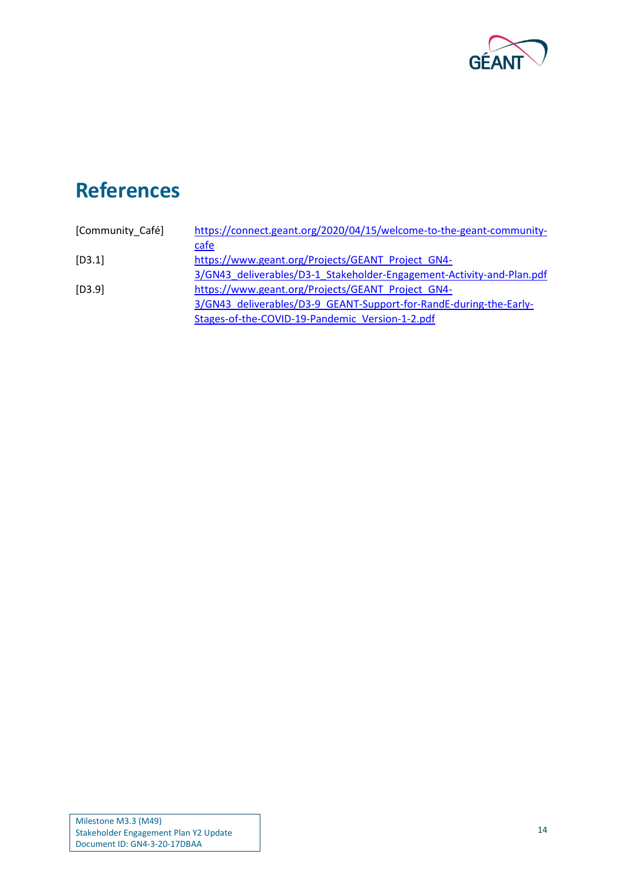# References

| | |
|---|---|
| [Community_Café] | https://connect.geant.org/2020/04/15/welcome-to-the-geant-community-cafe |
| [D3.1] | https://www.geant.org/Projects/GEANT_Project_GN4-3/GN43_deliverables/D3-1_Stakeholder-Engagement-Activity-and-Plan.pdf |
| [D3.9] | https://www.geant.org/Projects/GEANT_Project_GN4-3/GN43_deliverables/D3-9_GEANT-Support-for-RandE-during-the-Early-Stages-of-the-COVID-19-Pandemic_Version-1-2.pdf |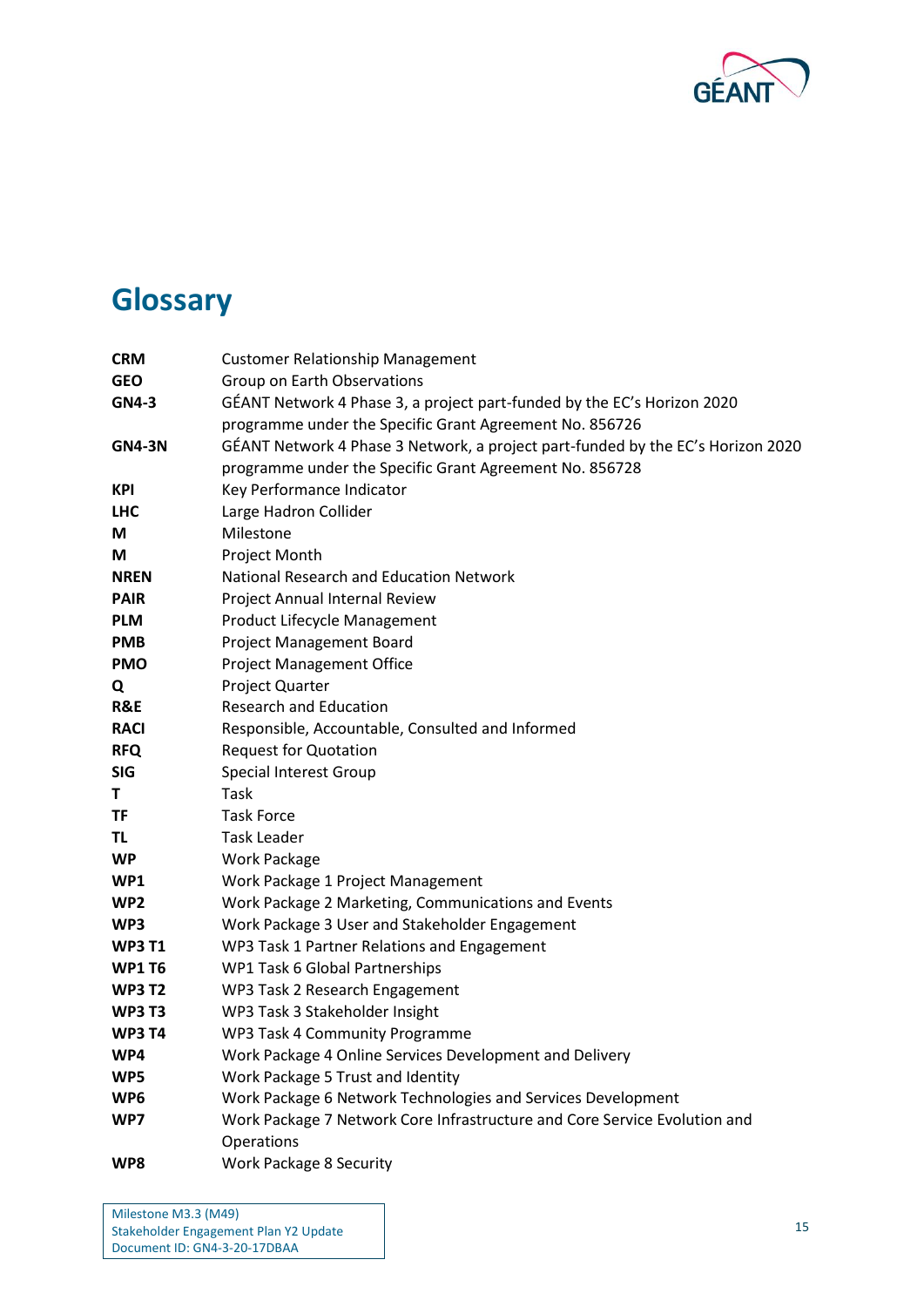# Glossary

| | |
|---|---|
| **CRM** | Customer Relationship Management |
| **GEO** | Group on Earth Observations |
| **GN4-3** | GÉANT Network 4 Phase 3, a project part-funded by the EC's Horizon 2020 programme under the Specific Grant Agreement No. 856726 |
| **GN4-3N** | GÉANT Network 4 Phase 3 Network, a project part-funded by the EC's Horizon 2020 programme under the Specific Grant Agreement No. 856728 |
| **KPI** | Key Performance Indicator |
| **LHC** | Large Hadron Collider |
| **M** | Milestone |
| **M** | Project Month |
| **NREN** | National Research and Education Network |
| **PAIR** | Project Annual Internal Review |
| **PLM** | Product Lifecycle Management |
| **PMB** | Project Management Board |
| **PMO** | Project Management Office |
| **Q** | Project Quarter |
| **R&E** | Research and Education |
| **RACI** | Responsible, Accountable, Consulted and Informed |
| **RFQ** | Request for Quotation |
| **SIG** | Special Interest Group |
| **T** | Task |
| **TF** | Task Force |
| **TL** | Task Leader |
| **WP** | Work Package |
| **WP1** | Work Package 1 Project Management |
| **WP2** | Work Package 2 Marketing, Communications and Events |
| **WP3** | Work Package 3 User and Stakeholder Engagement |
| **WP3 T1** | WP3 Task 1 Partner Relations and Engagement |
| **WP1 T6** | WP1 Task 6 Global Partnerships |
| **WP3 T2** | WP3 Task 2 Research Engagement |
| **WP3 T3** | WP3 Task 3 Stakeholder Insight |
| **WP3 T4** | WP3 Task 4 Community Programme |
| **WP4** | Work Package 4 Online Services Development and Delivery |
| **WP5** | Work Package 5 Trust and Identity |
| **WP6** | Work Package 6 Network Technologies and Services Development |
| **WP7** | Work Package 7 Network Core Infrastructure and Core Service Evolution and Operations |
| **WP8** | Work Package 8 Security |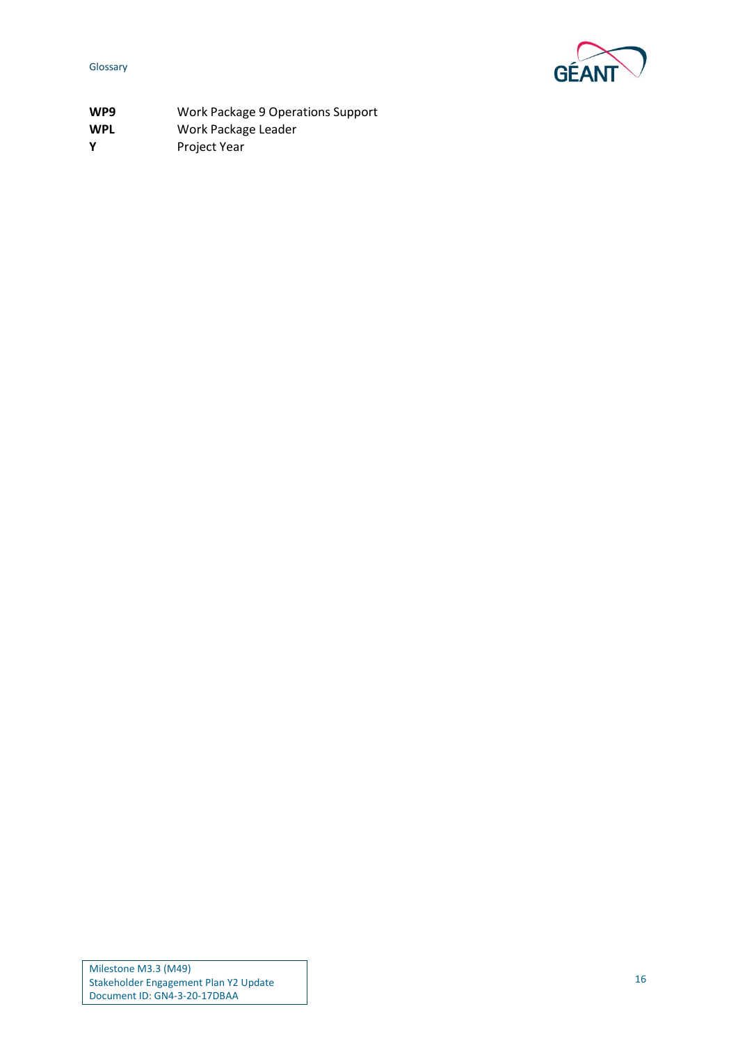| | |
|---|---|
| **WP9** | Work Package 9 Operations Support |
| **WPL** | Work Package Leader |
| **Y** | Project Year |